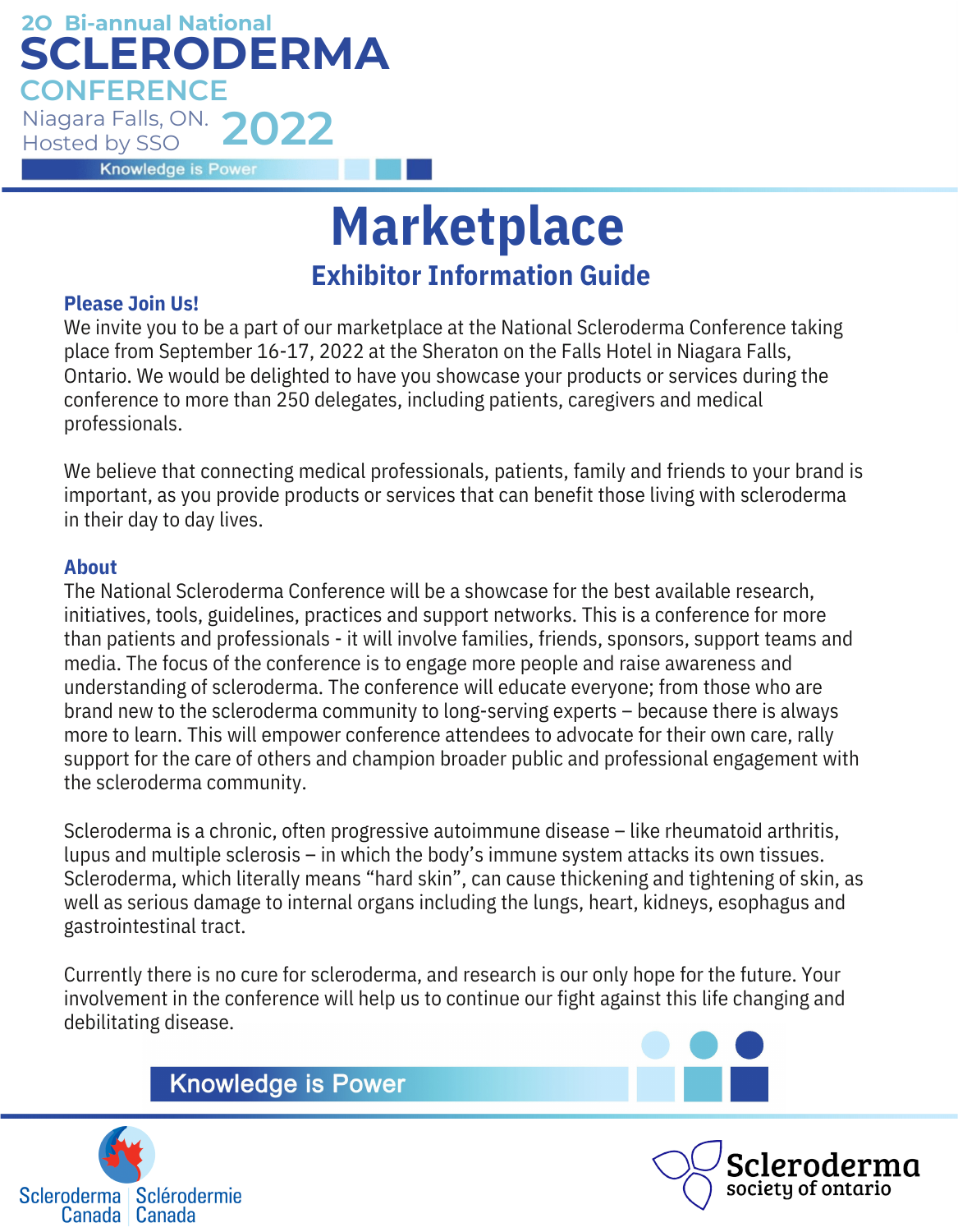20 Bi-annual National

# SCLERODERMA CONFERENCE

Niagara Falls, ON. 2022
Hosted by SSO

Knowledge is Power

# Marketplace

## Exhibitor Information Guide

### Please Join Us!

We invite you to be a part of our marketplace at the National Scleroderma Conference taking place from September 16-17, 2022 at the Sheraton on the Falls Hotel in Niagara Falls, Ontario. We would be delighted to have you showcase your products or services during the conference to more than 250 delegates, including patients, caregivers and medical professionals.

We believe that connecting medical professionals, patients, family and friends to your brand is important, as you provide products or services that can benefit those living with scleroderma in their day to day lives.

### About

The National Scleroderma Conference will be a showcase for the best available research, initiatives, tools, guidelines, practices and support networks. This is a conference for more than patients and professionals - it will involve families, friends, sponsors, support teams and media. The focus of the conference is to engage more people and raise awareness and understanding of scleroderma. The conference will educate everyone; from those who are brand new to the scleroderma community to long-serving experts – because there is always more to learn. This will empower conference attendees to advocate for their own care, rally support for the care of others and champion broader public and professional engagement with the scleroderma community.

Scleroderma is a chronic, often progressive autoimmune disease – like rheumatoid arthritis, lupus and multiple sclerosis – in which the body's immune system attacks its own tissues. Scleroderma, which literally means "hard skin", can cause thickening and tightening of skin, as well as serious damage to internal organs including the lungs, heart, kidneys, esophagus and gastrointestinal tract.

Currently there is no cure for scleroderma, and research is our only hope for the future. Your involvement in the conference will help us to continue our fight against this life changing and debilitating disease.

Knowledge is Power

Scleroderma Canada | Sclérodermie Canada

Scleroderma society of ontario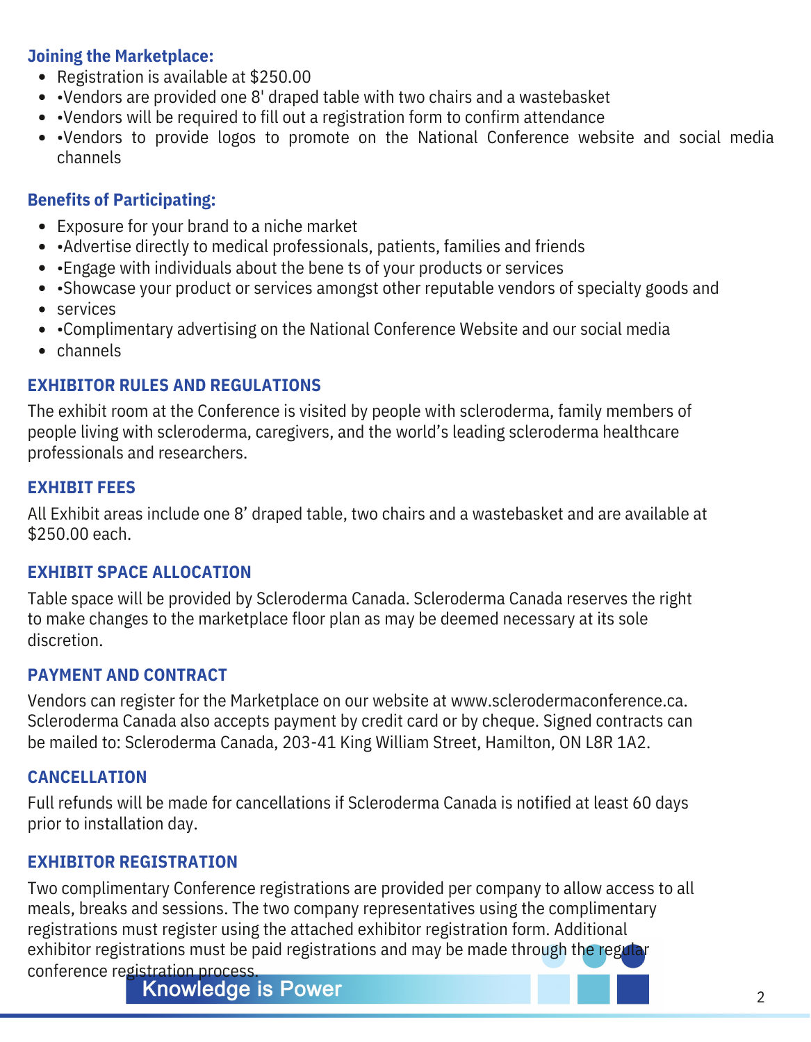### Joining the Marketplace:

- Registration is available at $250.00
- •Vendors are provided one 8' draped table with two chairs and a wastebasket
- •Vendors will be required to fill out a registration form to confirm attendance
- •Vendors to provide logos to promote on the National Conference website and social media channels

### Benefits of Participating:

- Exposure for your brand to a niche market
- •Advertise directly to medical professionals, patients, families and friends
- •Engage with individuals about the bene ts of your products or services
- •Showcase your product or services amongst other reputable vendors of specialty goods and
- services
- •Complimentary advertising on the National Conference Website and our social media
- channels

### EXHIBITOR RULES AND REGULATIONS

The exhibit room at the Conference is visited by people with scleroderma, family members of people living with scleroderma, caregivers, and the world's leading scleroderma healthcare professionals and researchers.

### EXHIBIT FEES

All Exhibit areas include one 8' draped table, two chairs and a wastebasket and are available at $250.00 each.

### EXHIBIT SPACE ALLOCATION

Table space will be provided by Scleroderma Canada. Scleroderma Canada reserves the right to make changes to the marketplace floor plan as may be deemed necessary at its sole discretion.

### PAYMENT AND CONTRACT

Vendors can register for the Marketplace on our website at www.sclerodermaconference.ca. Scleroderma Canada also accepts payment by credit card or by cheque. Signed contracts can be mailed to: Scleroderma Canada, 203-41 King William Street, Hamilton, ON L8R 1A2.

### CANCELLATION

Full refunds will be made for cancellations if Scleroderma Canada is notified at least 60 days prior to installation day.

### EXHIBITOR REGISTRATION

Two complimentary Conference registrations are provided per company to allow access to all meals, breaks and sessions. The two company representatives using the complimentary registrations must register using the attached exhibitor registration form. Additional exhibitor registrations must be paid registrations and may be made through the regular conference registration process.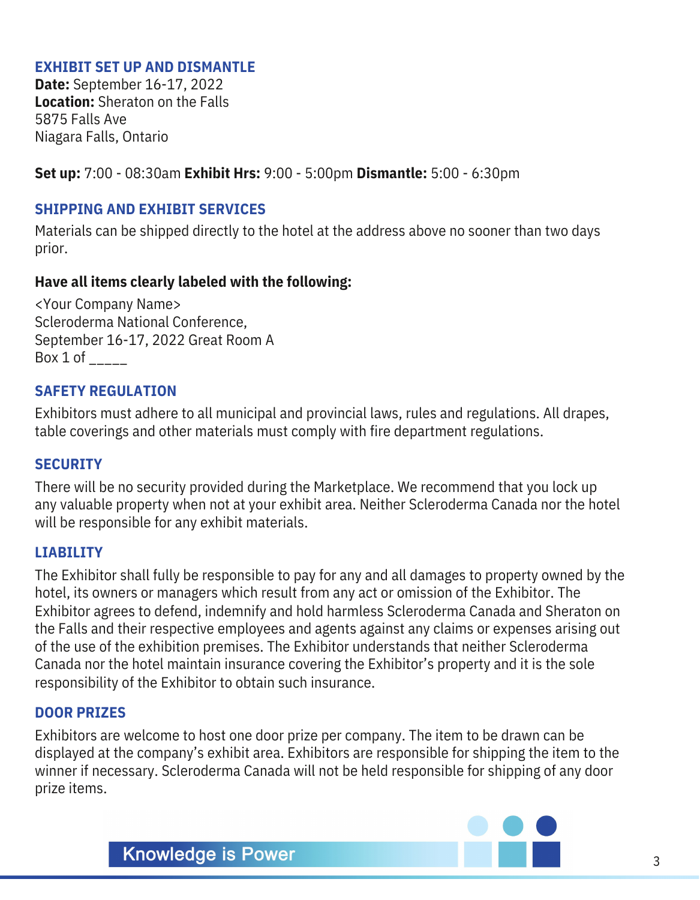## EXHIBIT SET UP AND DISMANTLE

**Date:** September 16-17, 2022
**Location:** Sheraton on the Falls
5875 Falls Ave
Niagara Falls, Ontario

**Set up:** 7:00 - 08:30am **Exhibit Hrs:** 9:00 - 5:00pm **Dismantle:** 5:00 - 6:30pm

## SHIPPING AND EXHIBIT SERVICES

Materials can be shipped directly to the hotel at the address above no sooner than two days prior.

**Have all items clearly labeled with the following:**

<Your Company Name>
Scleroderma National Conference,
September 16-17, 2022 Great Room A
Box 1 of _____

## SAFETY REGULATION

Exhibitors must adhere to all municipal and provincial laws, rules and regulations. All drapes, table coverings and other materials must comply with fire department regulations.

## SECURITY

There will be no security provided during the Marketplace. We recommend that you lock up any valuable property when not at your exhibit area. Neither Scleroderma Canada nor the hotel will be responsible for any exhibit materials.

## LIABILITY

The Exhibitor shall fully be responsible to pay for any and all damages to property owned by the hotel, its owners or managers which result from any act or omission of the Exhibitor. The Exhibitor agrees to defend, indemnify and hold harmless Scleroderma Canada and Sheraton on the Falls and their respective employees and agents against any claims or expenses arising out of the use of the exhibition premises. The Exhibitor understands that neither Scleroderma Canada nor the hotel maintain insurance covering the Exhibitor's property and it is the sole responsibility of the Exhibitor to obtain such insurance.

## DOOR PRIZES

Exhibitors are welcome to host one door prize per company. The item to be drawn can be displayed at the company's exhibit area. Exhibitors are responsible for shipping the item to the winner if necessary. Scleroderma Canada will not be held responsible for shipping of any door prize items.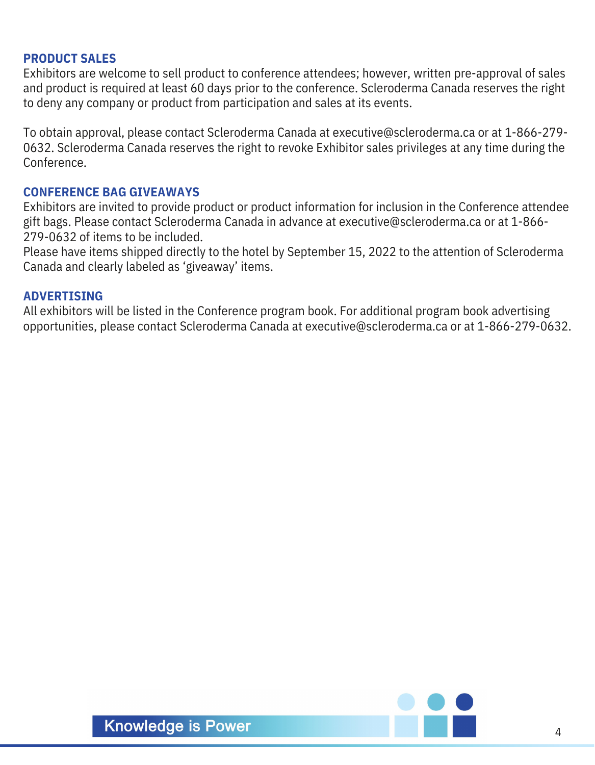## PRODUCT SALES

Exhibitors are welcome to sell product to conference attendees; however, written pre-approval of sales and product is required at least 60 days prior to the conference. Scleroderma Canada reserves the right to deny any company or product from participation and sales at its events.

To obtain approval, please contact Scleroderma Canada at executive@scleroderma.ca or at 1-866-279-0632. Scleroderma Canada reserves the right to revoke Exhibitor sales privileges at any time during the Conference.

## CONFERENCE BAG GIVEAWAYS

Exhibitors are invited to provide product or product information for inclusion in the Conference attendee gift bags. Please contact Scleroderma Canada in advance at executive@scleroderma.ca or at 1-866-279-0632 of items to be included.

Please have items shipped directly to the hotel by September 15, 2022 to the attention of Scleroderma Canada and clearly labeled as 'giveaway' items.

## ADVERTISING

All exhibitors will be listed in the Conference program book. For additional program book advertising opportunities, please contact Scleroderma Canada at executive@scleroderma.ca or at 1-866-279-0632.